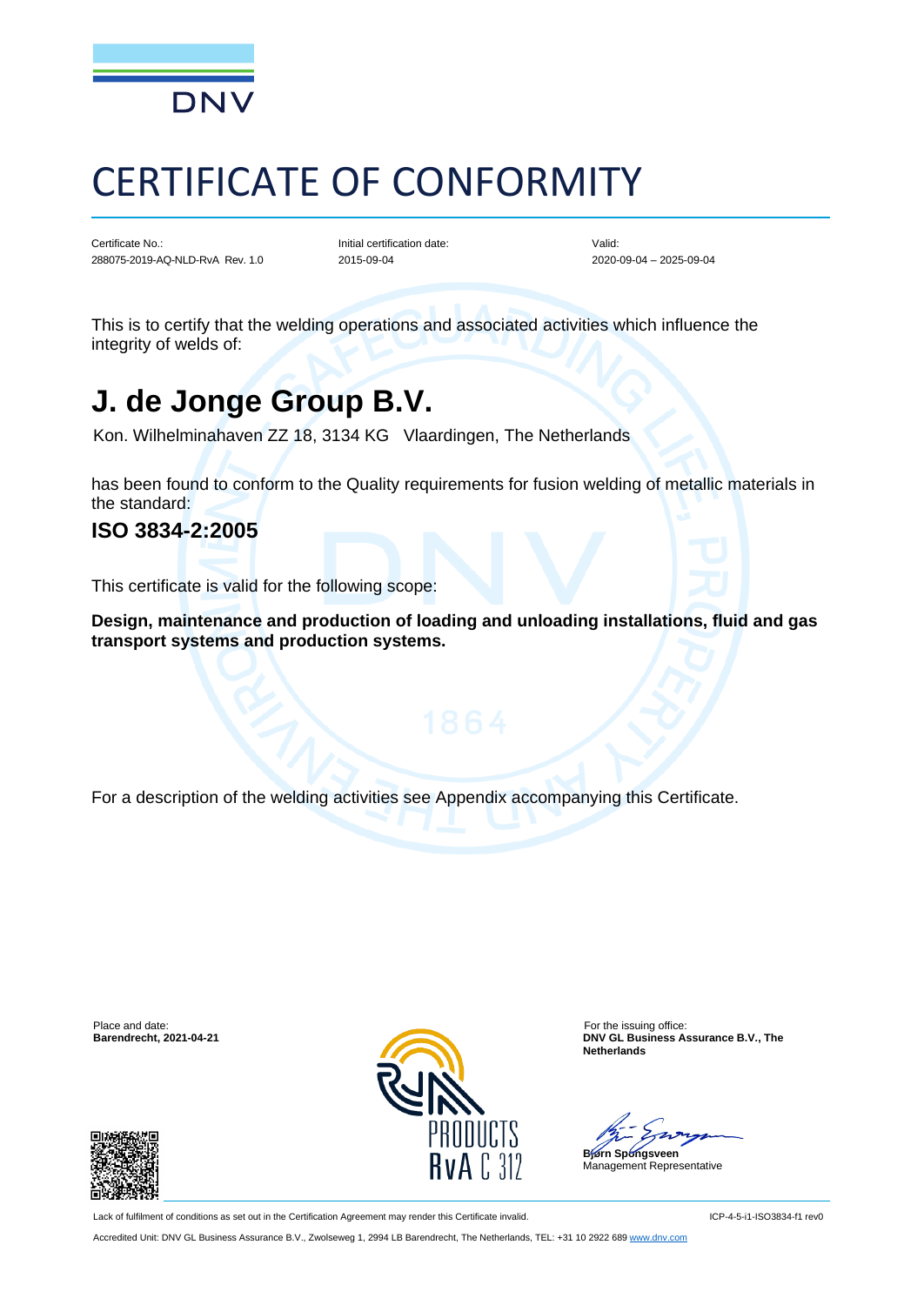DNV

# CERTIFICATE OF CONFORMITY

| Certificate No.: | Initial certification date: | Valid: |
| --- | --- | --- |
| 288075-2019-AQ-NLD-RvA Rev. 1.0 | 2015-09-04 | 2020-09-04 – 2025-09-04 |

This is to certify that the welding operations and associated activities which influence the integrity of welds of:

## J. de Jonge Group B.V.

Kon. Wilhelminahaven ZZ 18, 3134 KG Vlaardingen, The Netherlands

has been found to conform to the Quality requirements for fusion welding of metallic materials in the standard:

### ISO 3834-2:2005

This certificate is valid for the following scope:

**Design, maintenance and production of loading and unloading installations, fluid and gas transport systems and production systems.**

For a description of the welding activities see Appendix accompanying this Certificate.

Place and date:
**Barendrecht, 2021-04-21**

PRODUCTS
RvA C 312

For the issuing office:
**DNV GL Business Assurance B.V., The Netherlands**

**Bjørn Spongsveen**
Management Representative

Lack of fulfilment of conditions as set out in the Certification Agreement may render this Certificate invalid.

ICP-4-5-i1-ISO3834-f1 rev0

Accredited Unit: DNV GL Business Assurance B.V., Zwolseweg 1, 2994 LB Barendrecht, The Netherlands, TEL: +31 10 2922 689 www.dnv.com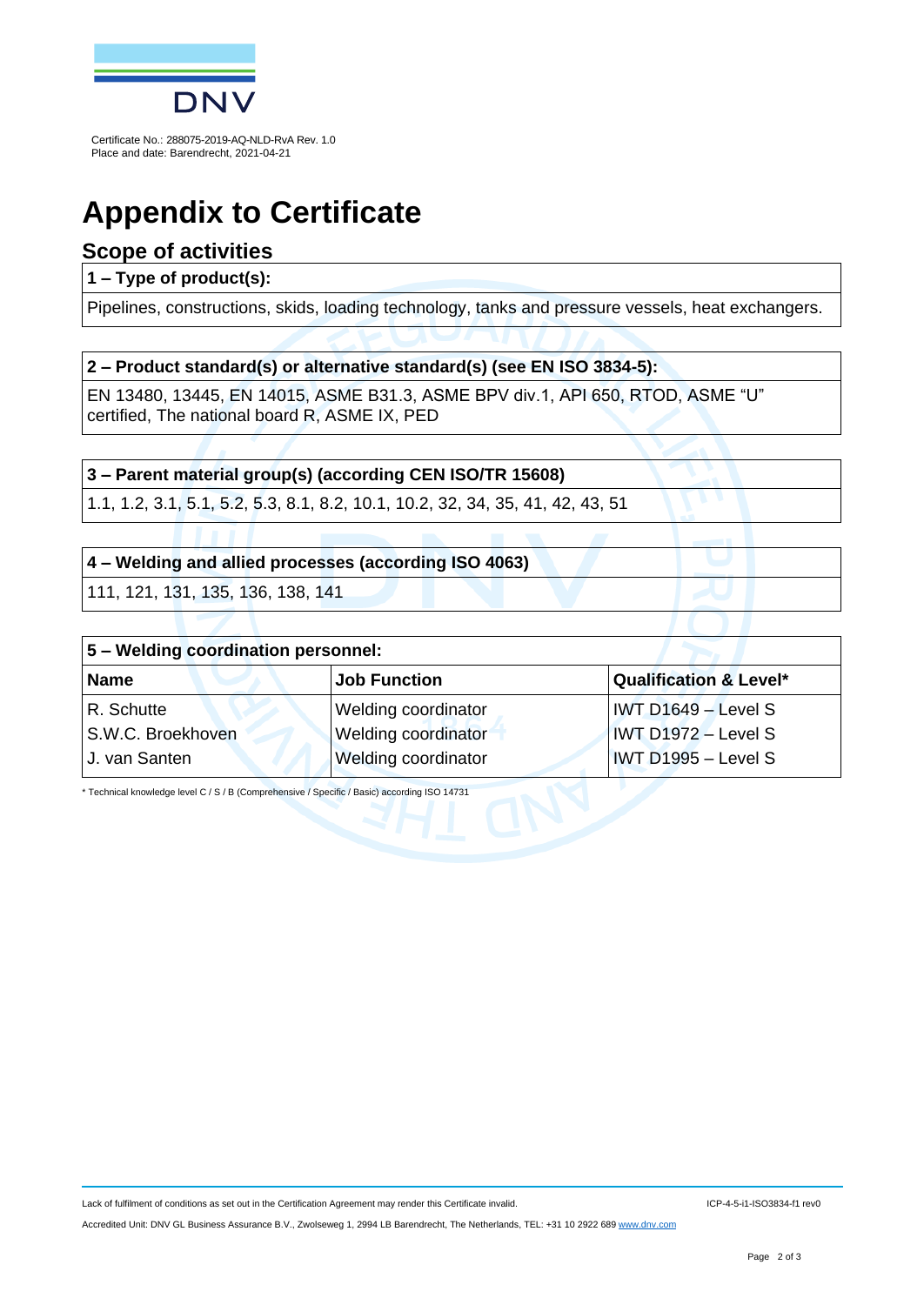Certificate No.: 288075-2019-AQ-NLD-RvA Rev. 1.0
Place and date: Barendrecht, 2021-04-21

# Appendix to Certificate

## Scope of activities

| **1 – Type of product(s):** |
|---|
| Pipelines, constructions, skids, loading technology, tanks and pressure vessels, heat exchangers. |

| **2 – Product standard(s) or alternative standard(s) (see EN ISO 3834-5):** |
|---|
| EN 13480, 13445, EN 14015, ASME B31.3, ASME BPV div.1, API 650, RTOD, ASME "U" certified, The national board R, ASME IX, PED |

| **3 – Parent material group(s) (according CEN ISO/TR 15608)** |
|---|
| 1.1, 1.2, 3.1, 5.1, 5.2, 5.3, 8.1, 8.2, 10.1, 10.2, 32, 34, 35, 41, 42, 43, 51 |

| **4 – Welding and allied processes (according ISO 4063)** |
|---|
| 111, 121, 131, 135, 136, 138, 141 |

| **5 – Welding coordination personnel:** | | |
|---|---|---|
| **Name** | **Job Function** | **Qualification & Level*** |
| R. Schutte | Welding coordinator | IWT D1649 – Level S |
| S.W.C. Broekhoven | Welding coordinator | IWT D1972 – Level S |
| J. van Santen | Welding coordinator | IWT D1995 – Level S |

\* Technical knowledge level C / S / B (Comprehensive / Specific / Basic) according ISO 14731

Lack of fulfilment of conditions as set out in the Certification Agreement may render this Certificate invalid.

ICP-4-5-i1-ISO3834-f1 rev0

Accredited Unit: DNV GL Business Assurance B.V., Zwolseweg 1, 2994 LB Barendrecht, The Netherlands, TEL: +31 10 2922 689 www.dnv.com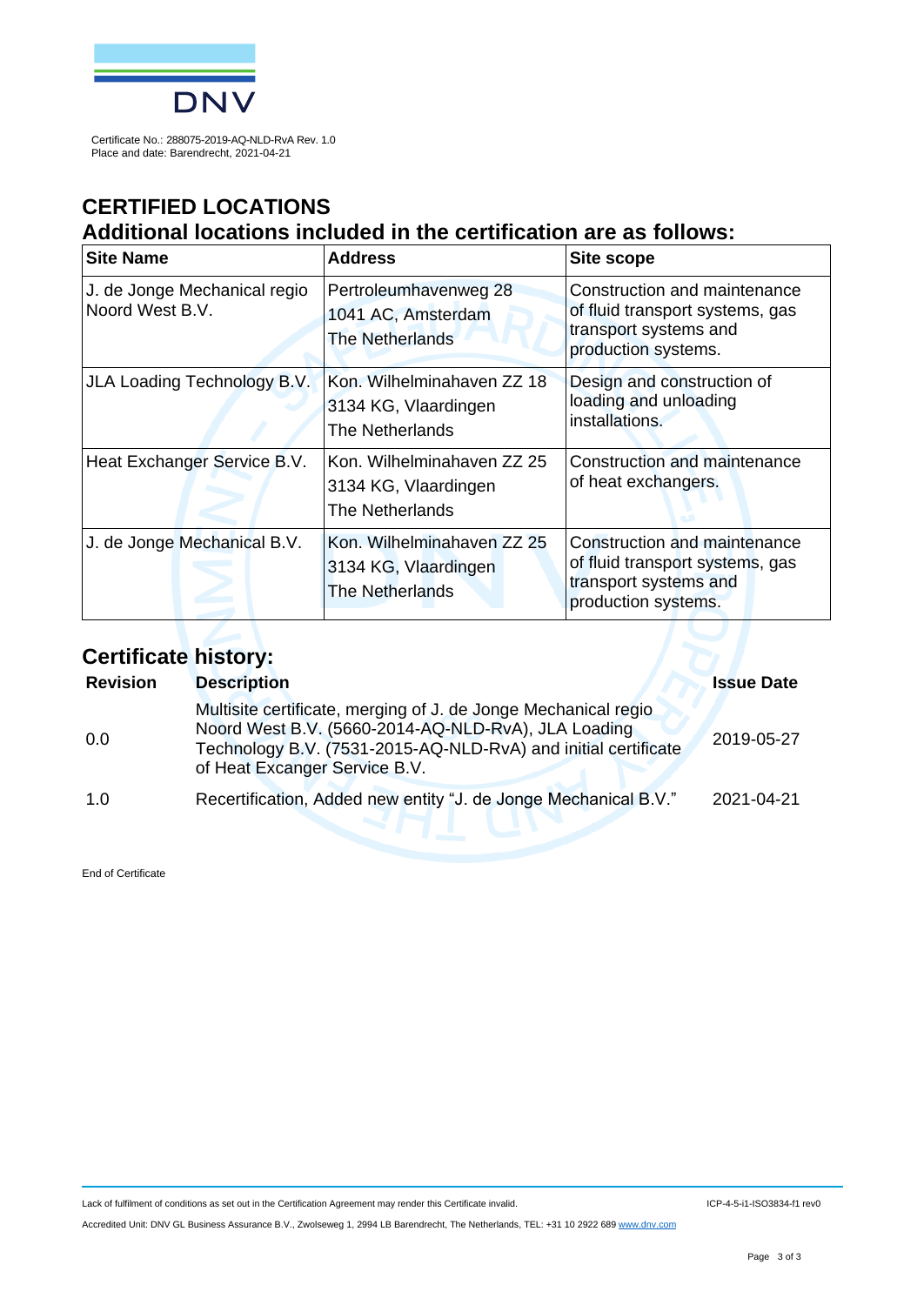Certificate No.: 288075-2019-AQ-NLD-RvA Rev. 1.0
Place and date: Barendrecht, 2021-04-21

## CERTIFIED LOCATIONS

## Additional locations included in the certification are as follows:

| Site Name | Address | Site scope |
|---|---|---|
| J. de Jonge Mechanical regio Noord West B.V. | Pertroleumhavenweg 28<br>1041 AC, Amsterdam<br>The Netherlands | Construction and maintenance of fluid transport systems, gas transport systems and production systems. |
| JLA Loading Technology B.V. | Kon. Wilhelminahaven ZZ 18<br>3134 KG, Vlaardingen<br>The Netherlands | Design and construction of loading and unloading installations. |
| Heat Exchanger Service B.V. | Kon. Wilhelminahaven ZZ 25<br>3134 KG, Vlaardingen<br>The Netherlands | Construction and maintenance of heat exchangers. |
| J. de Jonge Mechanical B.V. | Kon. Wilhelminahaven ZZ 25<br>3134 KG, Vlaardingen<br>The Netherlands | Construction and maintenance of fluid transport systems, gas transport systems and production systems. |

## Certificate history:

| Revision | Description | Issue Date |
|---|---|---|
| 0.0 | Multisite certificate, merging of J. de Jonge Mechanical regio Noord West B.V. (5660-2014-AQ-NLD-RvA), JLA Loading Technology B.V. (7531-2015-AQ-NLD-RvA) and initial certificate of Heat Excanger Service B.V. | 2019-05-27 |
| 1.0 | Recertification, Added new entity “J. de Jonge Mechanical B.V.” | 2021-04-21 |

End of Certificate

Lack of fulfilment of conditions as set out in the Certification Agreement may render this Certificate invalid. ICP-4-5-i1-ISO3834-f1 rev0

Accredited Unit: DNV GL Business Assurance B.V., Zwolseweg 1, 2994 LB Barendrecht, The Netherlands, TEL: +31 10 2922 689 www.dnv.com